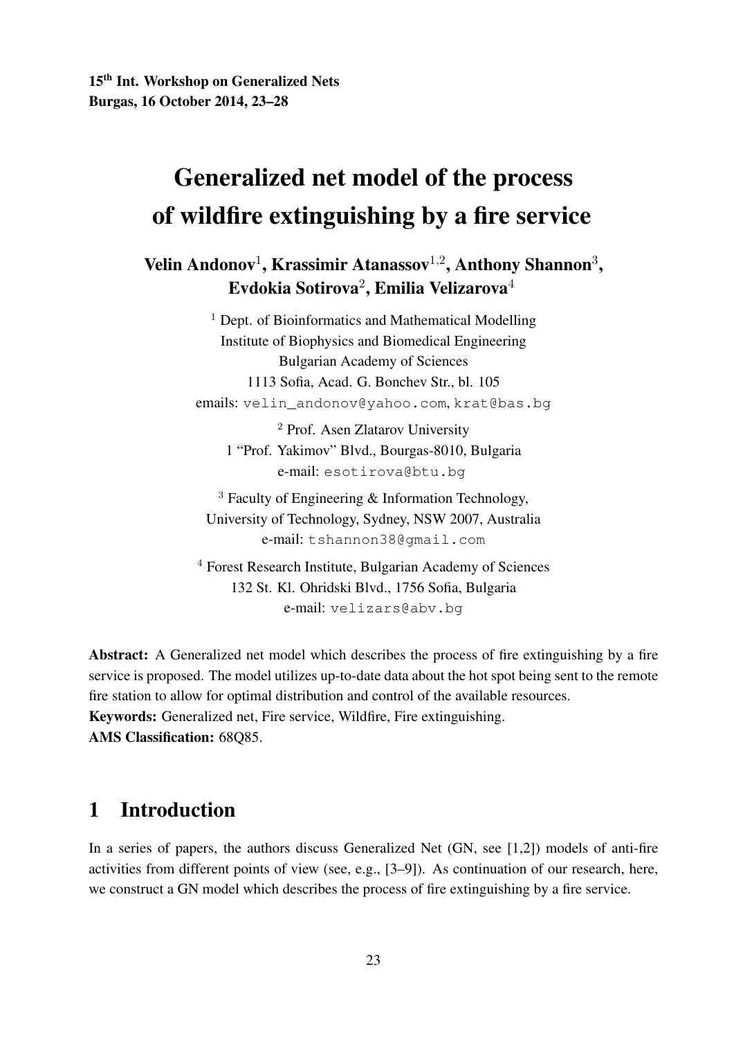15th Int. Workshop on Generalized Nets
Burgas, 16 October 2014, 23–28

# Generalized net model of the process of wildfire extinguishing by a fire service

**Velin Andonov[1], Krassimir Atanassov[1,2], Anthony Shannon[3], Evdokia Sotirova[2], Emilia Velizarova[4]**

[1] Dept. of Bioinformatics and Mathematical Modelling
Institute of Biophysics and Biomedical Engineering
Bulgarian Academy of Sciences
1113 Sofia, Acad. G. Bonchev Str., bl. 105
emails: velin_andonov@yahoo.com, krat@bas.bg

[2] Prof. Asen Zlatarov University
1 "Prof. Yakimov" Blvd., Bourgas-8010, Bulgaria
e-mail: esotirova@btu.bg

[3] Faculty of Engineering & Information Technology,
University of Technology, Sydney, NSW 2007, Australia
e-mail: tshannon38@gmail.com

[4] Forest Research Institute, Bulgarian Academy of Sciences
132 St. Kl. Ohridski Blvd., 1756 Sofia, Bulgaria
e-mail: velizars@abv.bg

**Abstract:** A Generalized net model which describes the process of fire extinguishing by a fire service is proposed. The model utilizes up-to-date data about the hot spot being sent to the remote fire station to allow for optimal distribution and control of the available resources.
**Keywords:** Generalized net, Fire service, Wildfire, Fire extinguishing.
**AMS Classification:** 68Q85.

## 1 Introduction

In a series of papers, the authors discuss Generalized Net (GN, see [1,2]) models of anti-fire activities from different points of view (see, e.g., [3–9]). As continuation of our research, here, we construct a GN model which describes the process of fire extinguishing by a fire service.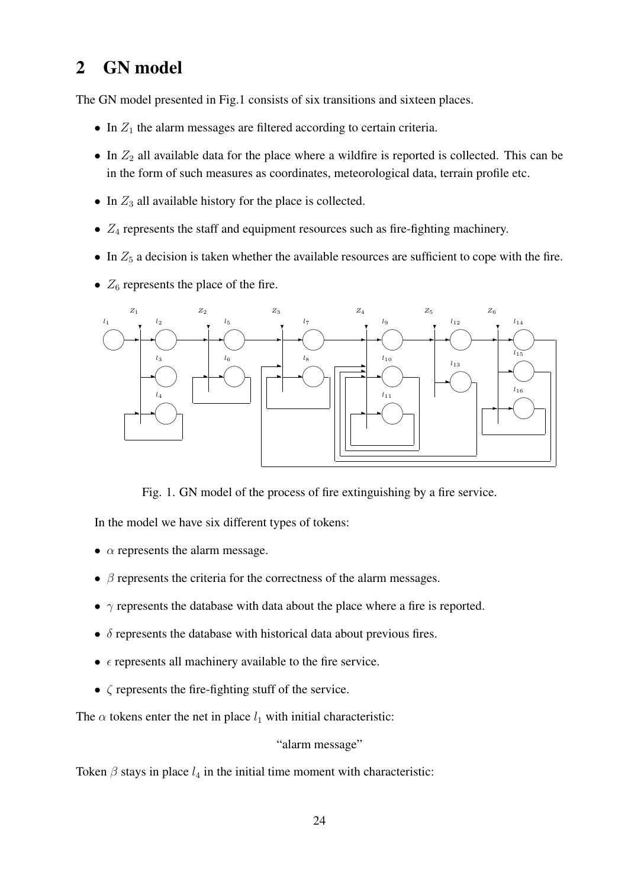## 2 GN model

The GN model presented in Fig.1 consists of six transitions and sixteen places.

- In $Z_1$ the alarm messages are filtered according to certain criteria.
- In $Z_2$ all available data for the place where a wildfire is reported is collected. This can be in the form of such measures as coordinates, meteorological data, terrain profile etc.
- In $Z_3$ all available history for the place is collected.
- $Z_4$ represents the staff and equipment resources such as fire-fighting machinery.
- In $Z_5$ a decision is taken whether the available resources are sufficient to cope with the fire.
- $Z_6$ represents the place of the fire.

Fig. 1. GN model of the process of fire extinguishing by a fire service.

In the model we have six different types of tokens:

- $\alpha$ represents the alarm message.
- $\beta$ represents the criteria for the correctness of the alarm messages.
- $\gamma$ represents the database with data about the place where a fire is reported.
- $\delta$ represents the database with historical data about previous fires.
- $\epsilon$ represents all machinery available to the fire service.
- $\zeta$ represents the fire-fighting stuff of the service.

The $\alpha$ tokens enter the net in place $l_1$ with initial characteristic:

"alarm message"

Token $\beta$ stays in place $l_4$ in the initial time moment with characteristic: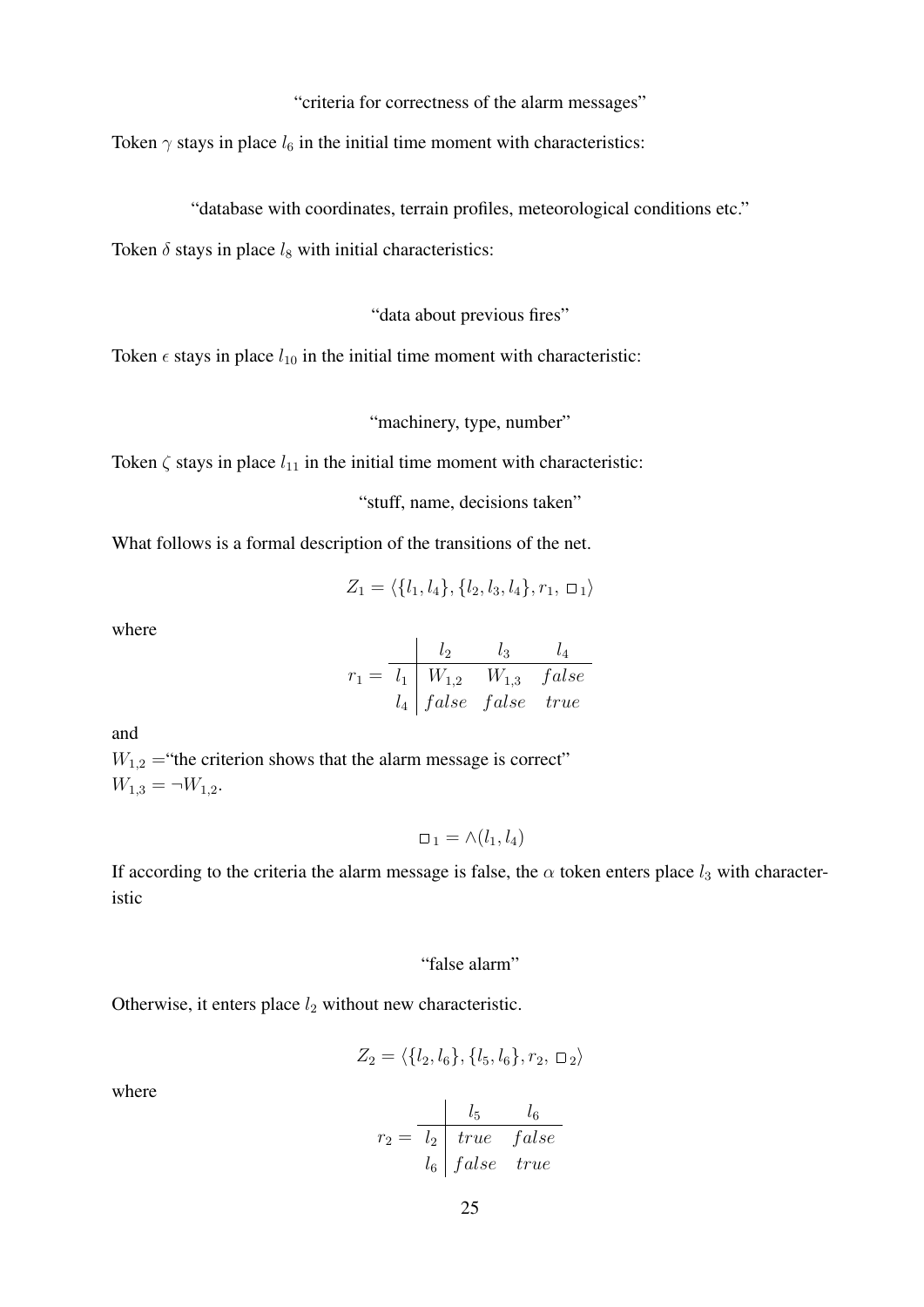"criteria for correctness of the alarm messages"

Token $\gamma$ stays in place $l_6$ in the initial time moment with characteristics:

"database with coordinates, terrain profiles, meteorological conditions etc."

Token $\delta$ stays in place $l_8$ with initial characteristics:

"data about previous fires"

Token $\epsilon$ stays in place $l_{10}$ in the initial time moment with characteristic:

"machinery, type, number"

Token $\zeta$ stays in place $l_{11}$ in the initial time moment with characteristic:

"stuff, name, decisions taken"

What follows is a formal description of the transitions of the net.

$$Z_1 = \langle \{l_1, l_4\}, \{l_2, l_3, l_4\}, r_1, \square_1 \rangle$$

where

$$r_1 = \begin{array}{c|ccc} & l_2 & l_3 & l_4 \\ \hline l_1 & W_{1,2} & W_{1,3} & false \\ l_4 & false & false & true \end{array}$$

and

$W_{1,2}$ ="the criterion shows that the alarm message is correct"

$W_{1,3} = \neg W_{1,2}$.

$$\square_1 = \wedge(l_1, l_4)$$

If according to the criteria the alarm message is false, the $\alpha$ token enters place $l_3$ with characteristic

"false alarm"

Otherwise, it enters place $l_2$ without new characteristic.

$$Z_2 = \langle \{l_2, l_6\}, \{l_5, l_6\}, r_2, \square_2 \rangle$$

where

$$r_2 = \begin{array}{c|cc} & l_5 & l_6 \\ \hline l_2 & true & false \\ l_6 & false & true \end{array}$$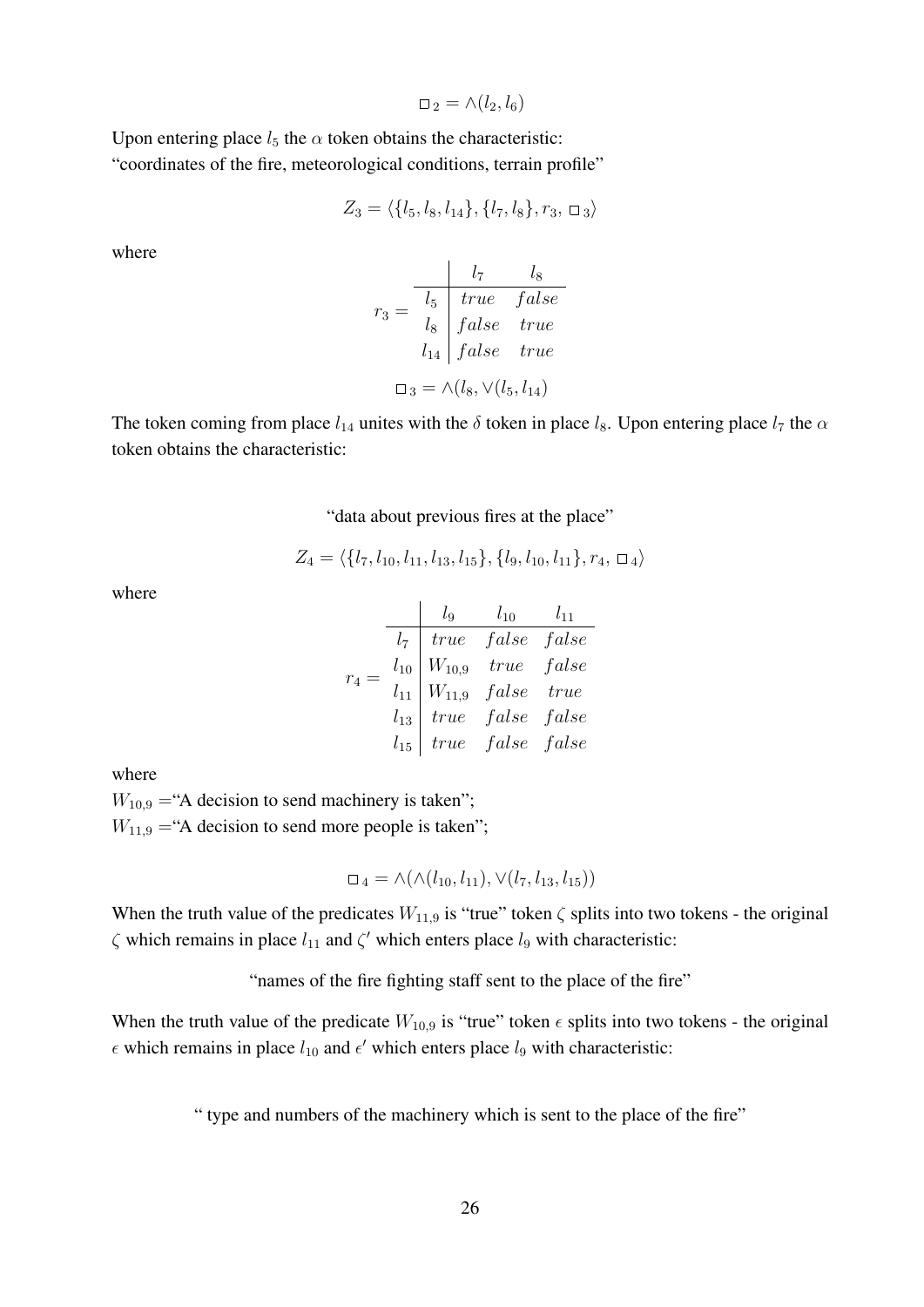$$\square_2 = \wedge(l_2, l_6)$$

Upon entering place $l_5$ the $\alpha$ token obtains the characteristic:
"coordinates of the fire, meteorological conditions, terrain profile"

$$Z_3 = \langle \{l_5, l_8, l_{14}\}, \{l_7, l_8\}, r_3, \square_3 \rangle$$

where

$$r_3 = \begin{array}{c|cc} & l_7 & l_8 \\ \hline l_5 & true & false \\ l_8 & false & true \\ l_{14} & false & true \end{array}$$

$$\square_3 = \wedge(l_8, \vee(l_5, l_{14})$$

The token coming from place $l_{14}$ unites with the $\delta$ token in place $l_8$. Upon entering place $l_7$ the $\alpha$ token obtains the characteristic:

"data about previous fires at the place"

$$Z_4 = \langle \{l_7, l_{10}, l_{11}, l_{13}, l_{15}\}, \{l_9, l_{10}, l_{11}\}, r_4, \square_4 \rangle$$

where

$$r_4 = \begin{array}{c|ccc} & l_9 & l_{10} & l_{11} \\ \hline l_7 & true & false & false \\ l_{10} & W_{10,9} & true & false \\ l_{11} & W_{11,9} & false & true \\ l_{13} & true & false & false \\ l_{15} & true & false & false \end{array}$$

where
$W_{10,9}$ ="A decision to send machinery is taken";
$W_{11,9}$ ="A decision to send more people is taken";

$$\square_4 = \wedge(\wedge(l_{10}, l_{11}), \vee(l_7, l_{13}, l_{15}))$$

When the truth value of the predicates $W_{11,9}$ is "true" token $\zeta$ splits into two tokens - the original $\zeta$ which remains in place $l_{11}$ and $\zeta'$ which enters place $l_9$ with characteristic:

"names of the fire fighting staff sent to the place of the fire"

When the truth value of the predicate $W_{10,9}$ is "true" token $\epsilon$ splits into two tokens - the original $\epsilon$ which remains in place $l_{10}$ and $\epsilon'$ which enters place $l_9$ with characteristic:

" type and numbers of the machinery which is sent to the place of the fire"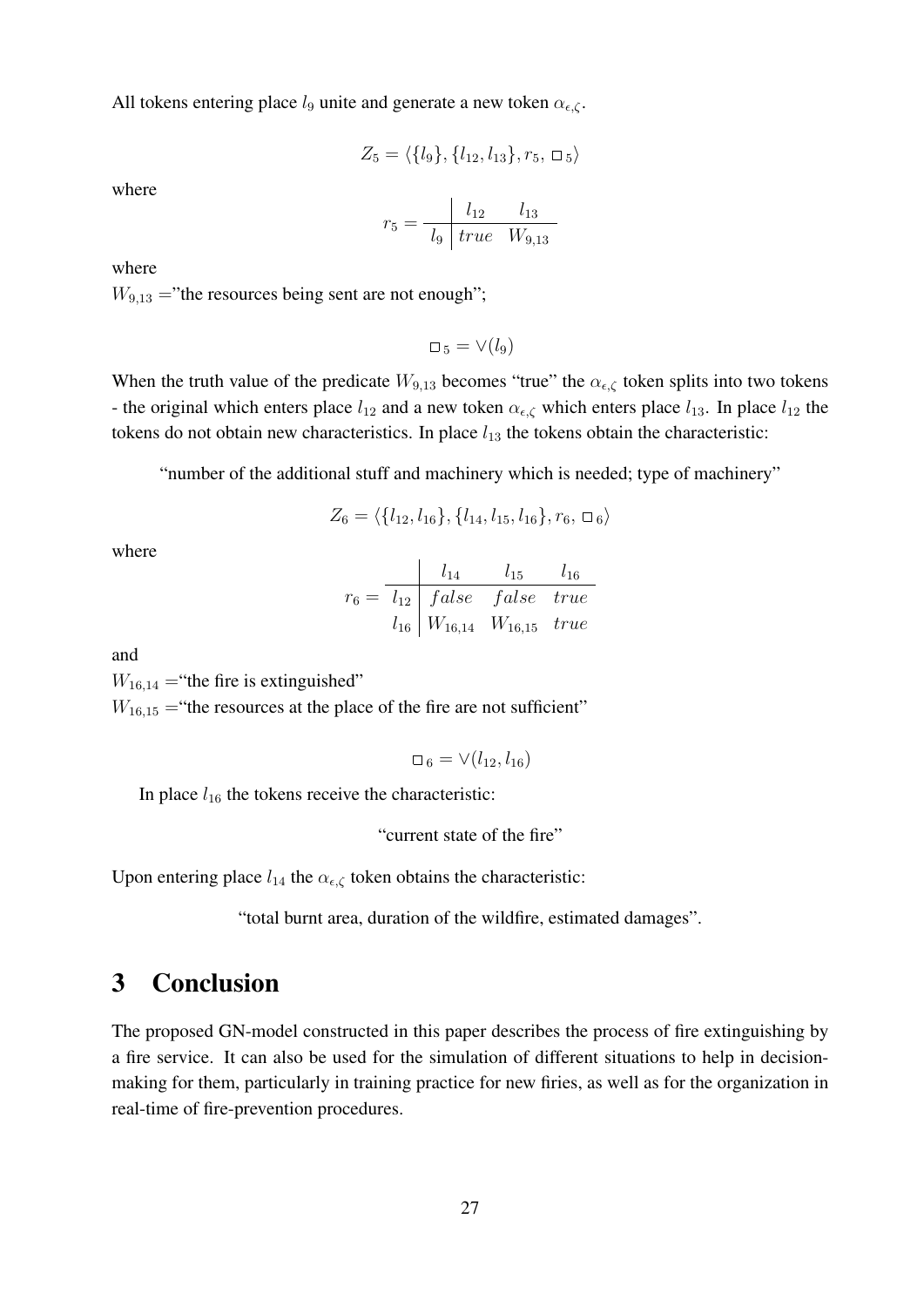All tokens entering place $l_9$ unite and generate a new token $\alpha_{\epsilon,\zeta}$.

$$Z_5 = \langle \{l_9\}, \{l_{12}, l_{13}\}, r_5, \square_5 \rangle$$

where

$$r_5 = \begin{array}{c|cc} & l_{12} & l_{13} \\ \hline l_9 & true & W_{9,13} \end{array}$$

where

$W_{9,13}$ ="the resources being sent are not enough";

$$\square_5 = \vee(l_9)$$

When the truth value of the predicate $W_{9,13}$ becomes "true" the $\alpha_{\epsilon,\zeta}$ token splits into two tokens - the original which enters place $l_{12}$ and a new token $\alpha_{\epsilon,\zeta}$ which enters place $l_{13}$. In place $l_{12}$ the tokens do not obtain new characteristics. In place $l_{13}$ the tokens obtain the characteristic:

"number of the additional stuff and machinery which is needed; type of machinery"

$$Z_6 = \langle \{l_{12}, l_{16}\}, \{l_{14}, l_{15}, l_{16}\}, r_6, \square_6 \rangle$$

where

$$r_6 = \begin{array}{c|ccc} & l_{14} & l_{15} & l_{16} \\ \hline l_{12} & false & false & true \\ l_{16} & W_{16,14} & W_{16,15} & true \end{array}$$

and

$W_{16,14}$ ="the fire is extinguished"

$W_{16,15}$ ="the resources at the place of the fire are not sufficient"

$$\square_6 = \vee(l_{12}, l_{16})$$

In place $l_{16}$ the tokens receive the characteristic:

"current state of the fire"

Upon entering place $l_{14}$ the $\alpha_{\epsilon,\zeta}$ token obtains the characteristic:

"total burnt area, duration of the wildfire, estimated damages".

## 3 Conclusion

The proposed GN-model constructed in this paper describes the process of fire extinguishing by a fire service. It can also be used for the simulation of different situations to help in decision-making for them, particularly in training practice for new firies, as well as for the organization in real-time of fire-prevention procedures.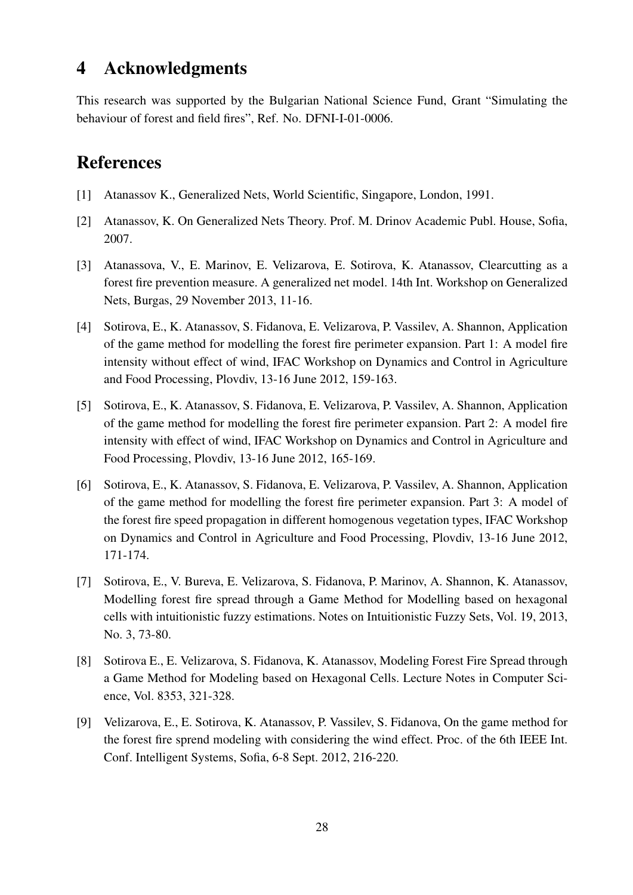## 4 Acknowledgments

This research was supported by the Bulgarian National Science Fund, Grant "Simulating the behaviour of forest and field fires", Ref. No. DFNI-I-01-0006.

## References

[1] Atanassov K., Generalized Nets, World Scientific, Singapore, London, 1991.

[2] Atanassov, K. On Generalized Nets Theory. Prof. M. Drinov Academic Publ. House, Sofia, 2007.

[3] Atanassova, V., E. Marinov, E. Velizarova, E. Sotirova, K. Atanassov, Clearcutting as a forest fire prevention measure. A generalized net model. 14th Int. Workshop on Generalized Nets, Burgas, 29 November 2013, 11-16.

[4] Sotirova, E., K. Atanassov, S. Fidanova, E. Velizarova, P. Vassilev, A. Shannon, Application of the game method for modelling the forest fire perimeter expansion. Part 1: A model fire intensity without effect of wind, IFAC Workshop on Dynamics and Control in Agriculture and Food Processing, Plovdiv, 13-16 June 2012, 159-163.

[5] Sotirova, E., K. Atanassov, S. Fidanova, E. Velizarova, P. Vassilev, A. Shannon, Application of the game method for modelling the forest fire perimeter expansion. Part 2: A model fire intensity with effect of wind, IFAC Workshop on Dynamics and Control in Agriculture and Food Processing, Plovdiv, 13-16 June 2012, 165-169.

[6] Sotirova, E., K. Atanassov, S. Fidanova, E. Velizarova, P. Vassilev, A. Shannon, Application of the game method for modelling the forest fire perimeter expansion. Part 3: A model of the forest fire speed propagation in different homogenous vegetation types, IFAC Workshop on Dynamics and Control in Agriculture and Food Processing, Plovdiv, 13-16 June 2012, 171-174.

[7] Sotirova, E., V. Bureva, E. Velizarova, S. Fidanova, P. Marinov, A. Shannon, K. Atanassov, Modelling forest fire spread through a Game Method for Modelling based on hexagonal cells with intuitionistic fuzzy estimations. Notes on Intuitionistic Fuzzy Sets, Vol. 19, 2013, No. 3, 73-80.

[8] Sotirova E., E. Velizarova, S. Fidanova, K. Atanassov, Modeling Forest Fire Spread through a Game Method for Modeling based on Hexagonal Cells. Lecture Notes in Computer Science, Vol. 8353, 321-328.

[9] Velizarova, E., E. Sotirova, K. Atanassov, P. Vassilev, S. Fidanova, On the game method for the forest fire sprend modeling with considering the wind effect. Proc. of the 6th IEEE Int. Conf. Intelligent Systems, Sofia, 6-8 Sept. 2012, 216-220.